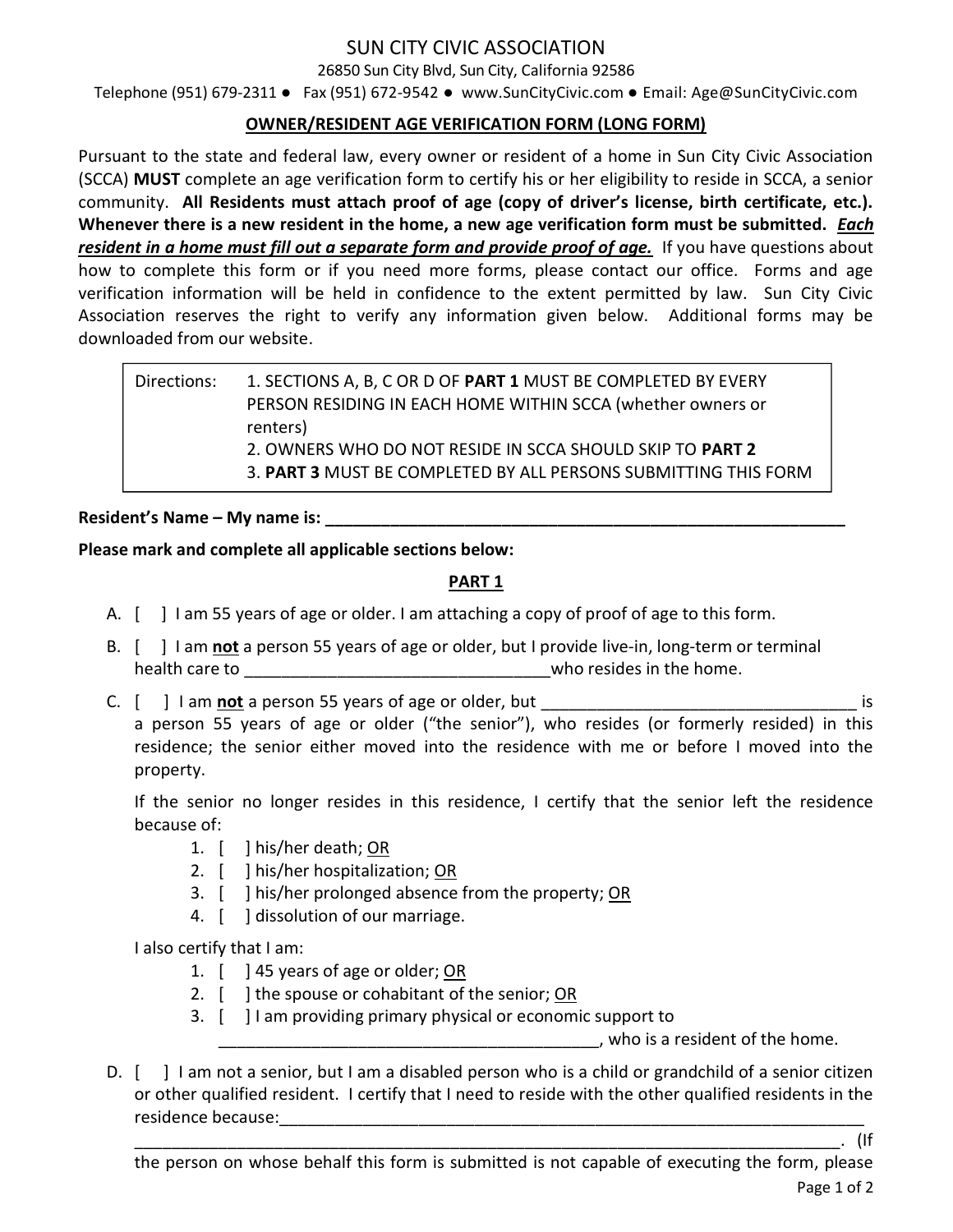# SUN CITY CIVIC ASSOCIATION

26850 Sun City Blvd, Sun City, California 92586

Telephone (951) 679-2311 ● Fax (951) 672-9542 ● www.SunCityCivic.com ● Email: Age@SunCityCivic.com

## OWNER/RESIDENT AGE VERIFICATION FORM (LONG FORM)

Pursuant to the state and federal law, every owner or resident of a home in Sun City Civic Association (SCCA) **MUST** complete an age verification form to certify his or her eligibility to reside in SCCA, a senior community. **All Residents must attach proof of age (copy of driver's license, birth certificate, etc.). Whenever there is a new resident in the home, a new age verification form must be submitted.** ***Each resident in a home must fill out a separate form and provide proof of age.*** If you have questions about how to complete this form or if you need more forms, please contact our office. Forms and age verification information will be held in confidence to the extent permitted by law. Sun City Civic Association reserves the right to verify any information given below. Additional forms may be downloaded from our website.

| Directions: | 1. SECTIONS A, B, C OR D OF **PART 1** MUST BE COMPLETED BY EVERY PERSON RESIDING IN EACH HOME WITHIN SCCA (whether owners or renters)<br>2. OWNERS WHO DO NOT RESIDE IN SCCA SHOULD SKIP TO **PART 2**<br>3. **PART 3** MUST BE COMPLETED BY ALL PERSONS SUBMITTING THIS FORM |
|---|---|

**Resident's Name – My name is: ___________________________________________________________**

**Please mark and complete all applicable sections below:**

### PART 1

A. [ ] I am 55 years of age or older. I am attaching a copy of proof of age to this form.

B. [ ] I am **not** a person 55 years of age or older, but I provide live-in, long-term or terminal health care to _________________________________who resides in the home.

C. [ ] I am **not** a person 55 years of age or older, but __________________________________ is a person 55 years of age or older ("the senior"), who resides (or formerly resided) in this residence; the senior either moved into the residence with me or before I moved into the property.

   If the senior no longer resides in this residence, I certify that the senior left the residence because of:

   1. [ ] his/her death; OR
   2. [ ] his/her hospitalization; OR
   3. [ ] his/her prolonged absence from the property; OR
   4. [ ] dissolution of our marriage.

   I also certify that I am:

   1. [ ] 45 years of age or older; OR
   2. [ ] the spouse or cohabitant of the senior; OR
   3. [ ] I am providing primary physical or economic support to _________________________________________, who is a resident of the home.

D. [ ] I am not a senior, but I am a disabled person who is a child or grandchild of a senior citizen or other qualified resident. I certify that I need to reside with the other qualified residents in the residence because:_________________________________________________________________ ______________________________________________________________________________. (If the person on whose behalf this form is submitted is not capable of executing the form, please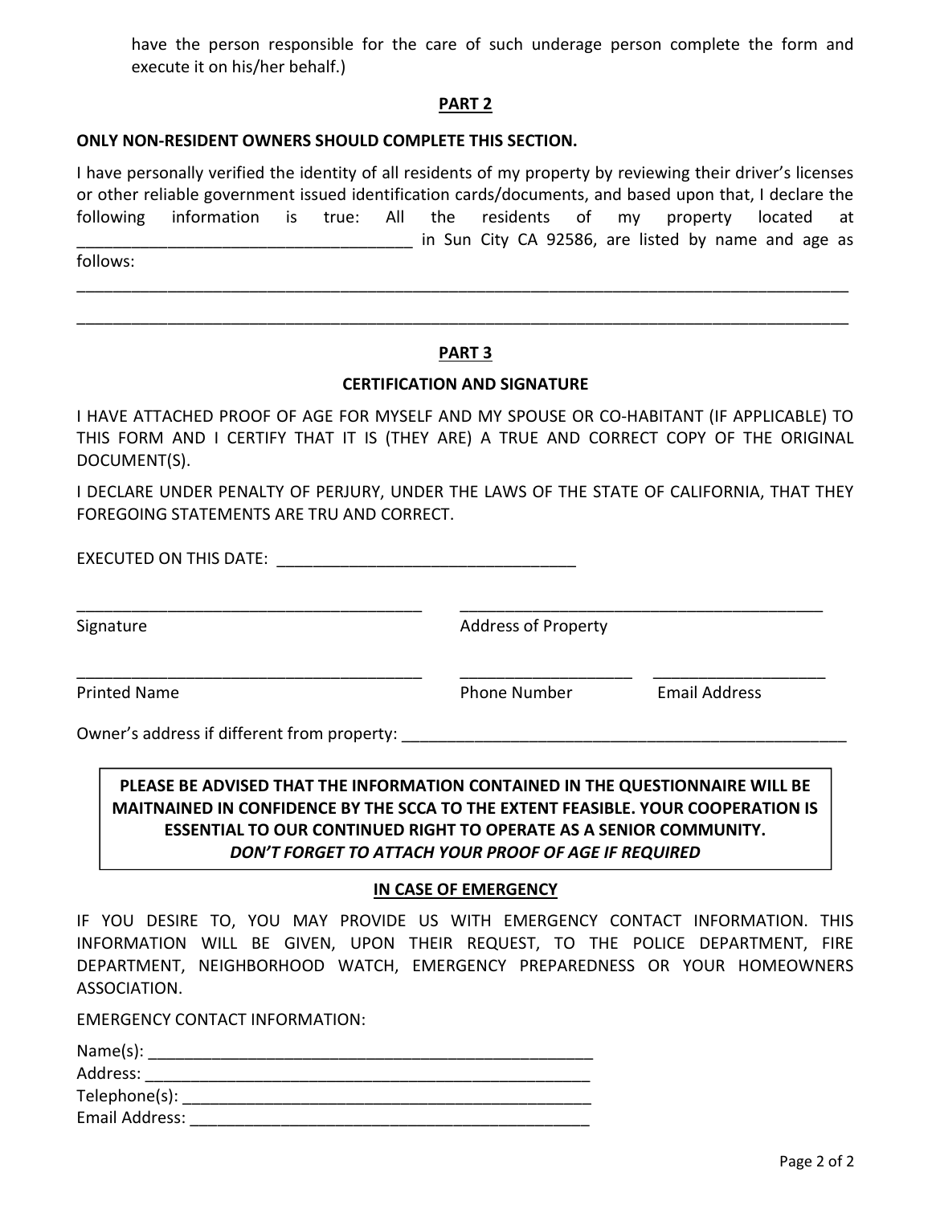have the person responsible for the care of such underage person complete the form and execute it on his/her behalf.)

## PART 2

**ONLY NON-RESIDENT OWNERS SHOULD COMPLETE THIS SECTION.**

I have personally verified the identity of all residents of my property by reviewing their driver's licenses or other reliable government issued identification cards/documents, and based upon that, I declare the following information is true: All the residents of my property located at ____________________________________ in Sun City CA 92586, are listed by name and age as follows:

_____________________________________________________________________________________

_____________________________________________________________________________________

## PART 3

**CERTIFICATION AND SIGNATURE**

I HAVE ATTACHED PROOF OF AGE FOR MYSELF AND MY SPOUSE OR CO-HABITANT (IF APPLICABLE) TO THIS FORM AND I CERTIFY THAT IT IS (THEY ARE) A TRUE AND CORRECT COPY OF THE ORIGINAL DOCUMENT(S).

I DECLARE UNDER PENALTY OF PERJURY, UNDER THE LAWS OF THE STATE OF CALIFORNIA, THAT THEY FOREGOING STATEMENTS ARE TRU AND CORRECT.

EXECUTED ON THIS DATE: _________________________________

_______________________________________ _________________________________________

Signature Address of Property

_______________________________________ ___________________ ___________________

Printed Name Phone Number Email Address

Owner's address if different from property: ___________________________________________________

**PLEASE BE ADVISED THAT THE INFORMATION CONTAINED IN THE QUESTIONNAIRE WILL BE MAITNAINED IN CONFIDENCE BY THE SCCA TO THE EXTENT FEASIBLE. YOUR COOPERATION IS ESSENTIAL TO OUR CONTINUED RIGHT TO OPERATE AS A SENIOR COMMUNITY.**
***DON'T FORGET TO ATTACH YOUR PROOF OF AGE IF REQUIRED***

**IN CASE OF EMERGENCY**

IF YOU DESIRE TO, YOU MAY PROVIDE US WITH EMERGENCY CONTACT INFORMATION. THIS INFORMATION WILL BE GIVEN, UPON THEIR REQUEST, TO THE POLICE DEPARTMENT, FIRE DEPARTMENT, NEIGHBORHOOD WATCH, EMERGENCY PREPAREDNESS OR YOUR HOMEOWNERS ASSOCIATION.

EMERGENCY CONTACT INFORMATION:

Name(s): ____________________________________________________
Address: ____________________________________________________
Telephone(s): ________________________________________________
Email Address: _______________________________________________